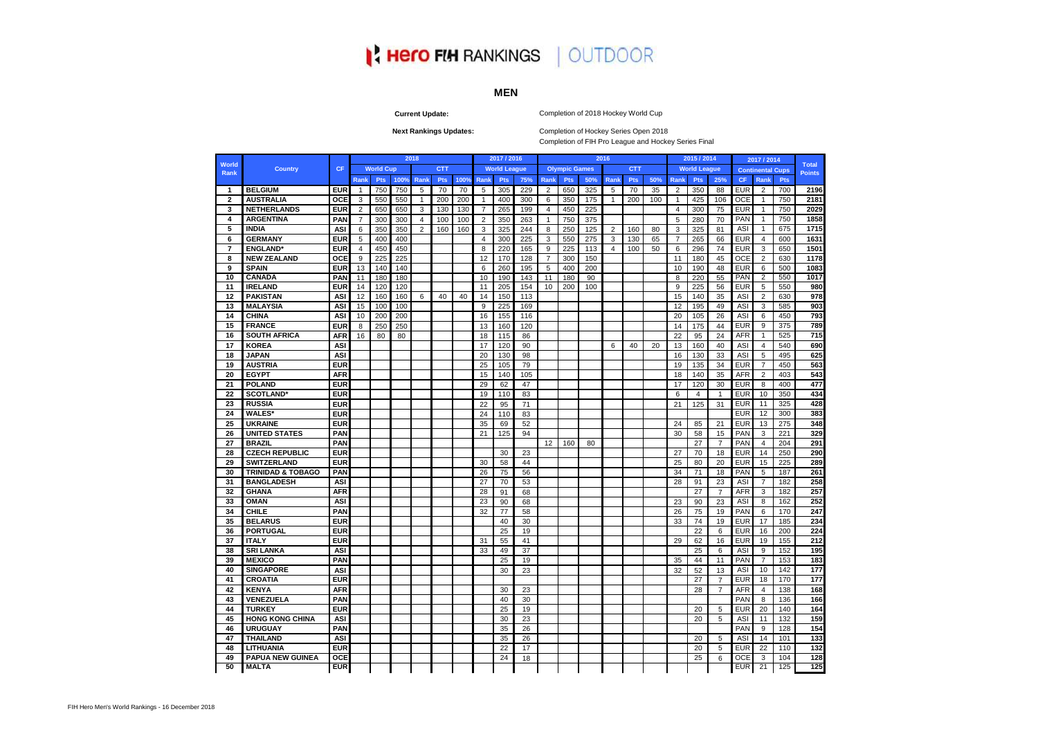# Hero FIH RANKINGS | OUTDOOR

## MEN

**Current Update:** Completion of 2018 Hockey World Cup

**Next Rankings Updates:** Completion of Hockey Series Open 2018
Completion of FIH Pro League and Hockey Series Final

| World Rank | Country | CF | 2018 | | | | | | 2017 / 2016 | | | 2016 | | | | | | 2015 / 2014 | | | 2017 / 2014 | | | Total Points |
|---|---|---|---|---|---|---|---|---|---|---|---|---|---|---|---|---|---|---|---|---|---|---|---|---|
| | | | World Cup | | | CTT | | | World League | | | Olympic Games | | | CTT | | | World League | | | Continental Cups | | | |
| | | | Rank | Pts | 100% | Rank | Pts | 100% | Rank | Pts | 75% | Rank | Pts | 50% | Rank | Pts | 50% | Rank | Pts | 25% | CF | Rank | Pts | |
| 1 | BELGIUM | EUR | 1 | 750 | 750 | 5 | 70 | 70 | 5 | 305 | 229 | 2 | 650 | 325 | 5 | 70 | 35 | 2 | 350 | 88 | EUR | 2 | 700 | 2196 |
| 2 | AUSTRALIA | OCE | 3 | 550 | 550 | 1 | 200 | 200 | 1 | 400 | 300 | 6 | 350 | 175 | 1 | 200 | 100 | 1 | 425 | 106 | OCE | 1 | 750 | 2181 |
| 3 | NETHERLANDS | EUR | 2 | 650 | 650 | 3 | 130 | 130 | 7 | 265 | 199 | 4 | 450 | 225 | | | | 4 | 300 | 75 | EUR | 1 | 750 | 2029 |
| 4 | ARGENTINA | PAN | 7 | 300 | 300 | 4 | 100 | 100 | 2 | 350 | 263 | 1 | 750 | 375 | | | | 5 | 280 | 70 | PAN | 1 | 750 | 1858 |
| 5 | INDIA | ASI | 6 | 350 | 350 | 2 | 160 | 160 | 3 | 325 | 244 | 8 | 250 | 125 | 2 | 160 | 80 | 3 | 325 | 81 | ASI | 1 | 675 | 1715 |
| 6 | GERMANY | EUR | 5 | 400 | 400 | | | | 4 | 300 | 225 | 3 | 550 | 275 | 3 | 130 | 65 | 7 | 265 | 66 | EUR | 4 | 600 | 1631 |
| 7 | ENGLAND* | EUR | 4 | 450 | 450 | | | | 8 | 220 | 165 | 9 | 225 | 113 | 4 | 100 | 50 | 6 | 296 | 74 | EUR | 3 | 650 | 1501 |
| 8 | NEW ZEALAND | OCE | 9 | 225 | 225 | | | | 12 | 170 | 128 | 7 | 300 | 150 | | | | 11 | 180 | 45 | OCE | 2 | 630 | 1178 |
| 9 | SPAIN | EUR | 13 | 140 | 140 | | | | 6 | 260 | 195 | 5 | 400 | 200 | | | | 10 | 190 | 48 | EUR | 6 | 500 | 1083 |
| 10 | CANADA | PAN | 11 | 180 | 180 | | | | 10 | 190 | 143 | 11 | 180 | 90 | | | | 8 | 220 | 55 | PAN | 2 | 550 | 1017 |
| 11 | IRELAND | EUR | 14 | 120 | 120 | | | | 11 | 205 | 154 | 10 | 200 | 100 | | | | 9 | 225 | 56 | EUR | 5 | 550 | 980 |
| 12 | PAKISTAN | ASI | 12 | 160 | 160 | 6 | 40 | 40 | 14 | 150 | 113 | | | | | | | 15 | 140 | 35 | ASI | 2 | 630 | 978 |
| 13 | MALAYSIA | ASI | 15 | 100 | 100 | | | | 9 | 225 | 169 | | | | | | | 12 | 195 | 49 | ASI | 3 | 585 | 903 |
| 14 | CHINA | ASI | 10 | 200 | 200 | | | | 16 | 155 | 116 | | | | | | | 20 | 105 | 26 | ASI | 6 | 450 | 793 |
| 15 | FRANCE | EUR | 8 | 250 | 250 | | | | 13 | 160 | 120 | | | | | | | 14 | 175 | 44 | EUR | 9 | 375 | 789 |
| 16 | SOUTH AFRICA | AFR | 16 | 80 | 80 | | | | 18 | 115 | 86 | | | | | | | 22 | 95 | 24 | AFR | 1 | 525 | 715 |
| 17 | KOREA | ASI | | | | | | | 17 | 120 | 90 | | | | 6 | 40 | 20 | 13 | 160 | 40 | ASI | 4 | 540 | 690 |
| 18 | JAPAN | ASI | | | | | | | 20 | 130 | 98 | | | | | | | 16 | 130 | 33 | ASI | 5 | 495 | 625 |
| 19 | AUSTRIA | EUR | | | | | | | 25 | 105 | 79 | | | | | | | 19 | 135 | 34 | EUR | 7 | 450 | 563 |
| 20 | EGYPT | AFR | | | | | | | 15 | 140 | 105 | | | | | | | 18 | 140 | 35 | AFR | 2 | 403 | 543 |
| 21 | POLAND | EUR | | | | | | | 29 | 62 | 47 | | | | | | | 17 | 120 | 30 | EUR | 8 | 400 | 477 |
| 22 | SCOTLAND* | EUR | | | | | | | 19 | 110 | 83 | | | | | | | 6 | 4 | 1 | EUR | 10 | 350 | 434 |
| 23 | RUSSIA | EUR | | | | | | | 22 | 95 | 71 | | | | | | | 21 | 125 | 31 | EUR | 11 | 325 | 428 |
| 24 | WALES* | EUR | | | | | | | 24 | 110 | 83 | | | | | | | | | | EUR | 12 | 300 | 383 |
| 25 | UKRAINE | EUR | | | | | | | 35 | 69 | 52 | | | | | | | 24 | 85 | 21 | EUR | 13 | 275 | 348 |
| 26 | UNITED STATES | PAN | | | | | | | 21 | 125 | 94 | | | | | | | 30 | 58 | 15 | PAN | 3 | 221 | 329 |
| 27 | BRAZIL | PAN | | | | | | | | | | 12 | 160 | 80 | | | | | 27 | 7 | PAN | 4 | 204 | 291 |
| 28 | CZECH REPUBLIC | EUR | | | | | | | | 30 | 23 | | | | | | | 27 | 70 | 18 | EUR | 14 | 250 | 290 |
| 29 | SWITZERLAND | EUR | | | | | | | 30 | 58 | 44 | | | | | | | 25 | 80 | 20 | EUR | 15 | 225 | 289 |
| 30 | TRINIDAD & TOBAGO | PAN | | | | | | | 26 | 75 | 56 | | | | | | | 34 | 71 | 18 | PAN | 5 | 187 | 261 |
| 31 | BANGLADESH | ASI | | | | | | | 27 | 70 | 53 | | | | | | | 28 | 91 | 23 | ASI | 7 | 182 | 258 |
| 32 | GHANA | AFR | | | | | | | 28 | 91 | 68 | | | | | | | | 27 | 7 | AFR | 3 | 182 | 257 |
| 33 | OMAN | ASI | | | | | | | 23 | 90 | 68 | | | | | | | 23 | 90 | 23 | ASI | 8 | 162 | 252 |
| 34 | CHILE | PAN | | | | | | | 32 | 77 | 58 | | | | | | | 26 | 75 | 19 | PAN | 6 | 170 | 247 |
| 35 | BELARUS | EUR | | | | | | | | 40 | 30 | | | | | | | 33 | 74 | 19 | EUR | 17 | 185 | 234 |
| 36 | PORTUGAL | EUR | | | | | | | | 25 | 19 | | | | | | | | 22 | 6 | EUR | 16 | 200 | 224 |
| 37 | ITALY | EUR | | | | | | | 31 | 55 | 41 | | | | | | | 29 | 62 | 16 | EUR | 19 | 155 | 212 |
| 38 | SRI LANKA | ASI | | | | | | | 33 | 49 | 37 | | | | | | | | 25 | 6 | ASI | 9 | 152 | 195 |
| 39 | MEXICO | PAN | | | | | | | | 25 | 19 | | | | | | | 35 | 44 | 11 | PAN | 7 | 153 | 183 |
| 40 | SINGAPORE | ASI | | | | | | | | 30 | 23 | | | | | | | 32 | 52 | 13 | ASI | 10 | 142 | 177 |
| 41 | CROATIA | EUR | | | | | | | | | | | | | | | | | 27 | 7 | EUR | 18 | 170 | 177 |
| 42 | KENYA | AFR | | | | | | | | 30 | 23 | | | | | | | | 28 | 7 | AFR | 4 | 138 | 168 |
| 43 | VENEZUELA | PAN | | | | | | | | 40 | 30 | | | | | | | | | | PAN | 8 | 136 | 166 |
| 44 | TURKEY | EUR | | | | | | | | 25 | 19 | | | | | | | | 20 | 5 | EUR | 20 | 140 | 164 |
| 45 | HONG KONG CHINA | ASI | | | | | | | | 30 | 23 | | | | | | | | 20 | 5 | ASI | 11 | 132 | 159 |
| 46 | URUGUAY | PAN | | | | | | | | 35 | 26 | | | | | | | | | | PAN | 9 | 128 | 154 |
| 47 | THAILAND | ASI | | | | | | | | 35 | 26 | | | | | | | | 20 | 5 | ASI | 14 | 101 | 133 |
| 48 | LITHUANIA | EUR | | | | | | | | 22 | 17 | | | | | | | | 20 | 5 | EUR | 22 | 110 | 132 |
| 49 | PAPUA NEW GUINEA | OCE | | | | | | | | 24 | 18 | | | | | | | | 25 | 6 | OCE | 3 | 104 | 128 |
| 50 | MALTA | EUR | | | | | | | | | | | | | | | | | | | EUR | 21 | 125 | 125 |

FIH Hero Men's World Rankings - 16 December 2018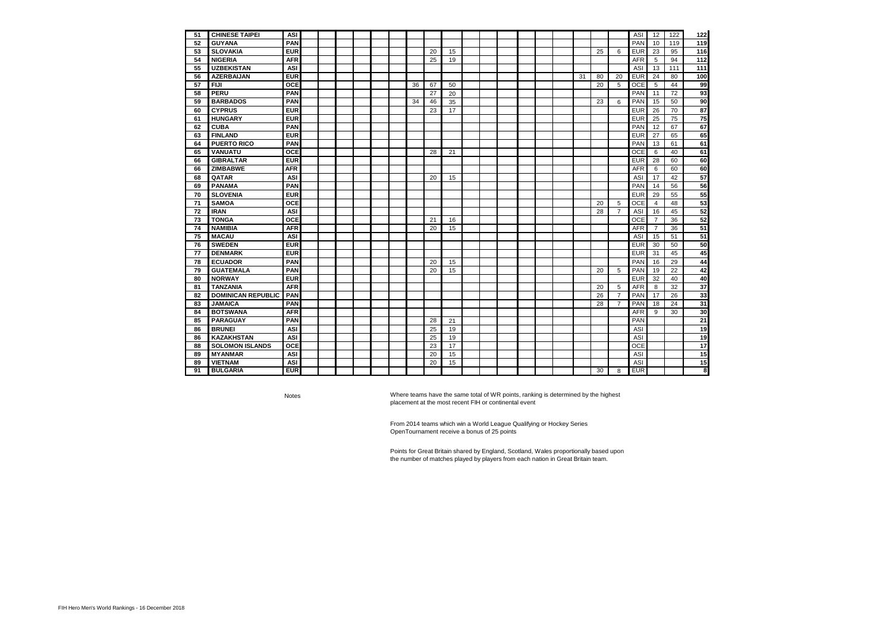| | | | | | | | | | | | | | | | | | | | | | | | | |
|---|---|---|---|---|---|---|---|---|---|---|---|---|---|---|---|---|---|---|---|---|---|---|---|---|
| 51 | CHINESE TAIPEI | ASI | | | | | | | | | | | | | | | | | | | ASI | 12 | 122 | 122 |
| 52 | GUYANA | PAN | | | | | | | | | | | | | | | | | | | PAN | 10 | 119 | 119 |
| 53 | SLOVAKIA | EUR | | | | | | | | 20 | 15 | | | | | | | | 25 | 6 | EUR | 23 | 95 | 116 |
| 54 | NIGERIA | AFR | | | | | | | | 25 | 19 | | | | | | | | | | AFR | 5 | 94 | 112 |
| 55 | UZBEKISTAN | ASI | | | | | | | | | | | | | | | | | | | ASI | 13 | 111 | 111 |
| 56 | AZERBAIJAN | EUR | | | | | | | | | | | | | | | | 31 | 80 | 20 | EUR | 24 | 80 | 100 |
| 57 | FIJI | OCE | | | | | | | 36 | 67 | 50 | | | | | | | | 20 | 5 | OCE | 5 | 44 | 99 |
| 58 | PERU | PAN | | | | | | | | 27 | 20 | | | | | | | | | | PAN | 11 | 72 | 93 |
| 59 | BARBADOS | PAN | | | | | | | 34 | 46 | 35 | | | | | | | | 23 | 6 | PAN | 15 | 50 | 90 |
| 60 | CYPRUS | EUR | | | | | | | | 23 | 17 | | | | | | | | | | EUR | 26 | 70 | 87 |
| 61 | HUNGARY | EUR | | | | | | | | | | | | | | | | | | | EUR | 25 | 75 | 75 |
| 62 | CUBA | PAN | | | | | | | | | | | | | | | | | | | PAN | 12 | 67 | 67 |
| 63 | FINLAND | EUR | | | | | | | | | | | | | | | | | | | EUR | 27 | 65 | 65 |
| 64 | PUERTO RICO | PAN | | | | | | | | | | | | | | | | | | | PAN | 13 | 61 | 61 |
| 65 | VANUATU | OCE | | | | | | | | 28 | 21 | | | | | | | | | | OCE | 6 | 40 | 61 |
| 66 | GIBRALTAR | EUR | | | | | | | | | | | | | | | | | | | EUR | 28 | 60 | 60 |
| 66 | ZIMBABWE | AFR | | | | | | | | | | | | | | | | | | | AFR | 6 | 60 | 60 |
| 68 | QATAR | ASI | | | | | | | | 20 | 15 | | | | | | | | | | ASI | 17 | 42 | 57 |
| 69 | PANAMA | PAN | | | | | | | | | | | | | | | | | | | PAN | 14 | 56 | 56 |
| 70 | SLOVENIA | EUR | | | | | | | | | | | | | | | | | | | EUR | 29 | 55 | 55 |
| 71 | SAMOA | OCE | | | | | | | | | | | | | | | | | 20 | 5 | OCE | 4 | 48 | 53 |
| 72 | IRAN | ASI | | | | | | | | | | | | | | | | | 28 | 7 | ASI | 16 | 45 | 52 |
| 73 | TONGA | OCE | | | | | | | | 21 | 16 | | | | | | | | | | OCE | 7 | 36 | 52 |
| 74 | NAMIBIA | AFR | | | | | | | | 20 | 15 | | | | | | | | | | AFR | 7 | 36 | 51 |
| 75 | MACAU | ASI | | | | | | | | | | | | | | | | | | | ASI | 15 | 51 | 51 |
| 76 | SWEDEN | EUR | | | | | | | | | | | | | | | | | | | EUR | 30 | 50 | 50 |
| 77 | DENMARK | EUR | | | | | | | | | | | | | | | | | | | EUR | 31 | 45 | 45 |
| 78 | ECUADOR | PAN | | | | | | | | 20 | 15 | | | | | | | | | | PAN | 16 | 29 | 44 |
| 79 | GUATEMALA | PAN | | | | | | | | 20 | 15 | | | | | | | | 20 | 5 | PAN | 19 | 22 | 42 |
| 80 | NORWAY | EUR | | | | | | | | | | | | | | | | | | | EUR | 32 | 40 | 40 |
| 81 | TANZANIA | AFR | | | | | | | | | | | | | | | | | 20 | 5 | AFR | 8 | 32 | 37 |
| 82 | DOMINICAN REPUBLIC | PAN | | | | | | | | | | | | | | | | | 26 | 7 | PAN | 17 | 26 | 33 |
| 83 | JAMAICA | PAN | | | | | | | | | | | | | | | | | 28 | 7 | PAN | 18 | 24 | 31 |
| 84 | BOTSWANA | AFR | | | | | | | | | | | | | | | | | | | AFR | 9 | 30 | 30 |
| 85 | PARAGUAY | PAN | | | | | | | | 28 | 21 | | | | | | | | | | PAN | | | 21 |
| 86 | BRUNEI | ASI | | | | | | | | 25 | 19 | | | | | | | | | | ASI | | | 19 |
| 86 | KAZAKHSTAN | ASI | | | | | | | | 25 | 19 | | | | | | | | | | ASI | | | 19 |
| 88 | SOLOMON ISLANDS | OCE | | | | | | | | 23 | 17 | | | | | | | | | | OCE | | | 17 |
| 89 | MYANMAR | ASI | | | | | | | | 20 | 15 | | | | | | | | | | ASI | | | 15 |
| 89 | VIETNAM | ASI | | | | | | | | 20 | 15 | | | | | | | | | | ASI | | | 15 |
| 91 | BULGARIA | EUR | | | | | | | | | | | | | | | | | 30 | 8 | EUR | | | 8 |

Notes

Where teams have the same total of WR points, ranking is determined by the highest placement at the most recent FIH or continental event

From 2014 teams which win a World League Qualifying or Hockey Series OpenTournament receive a bonus of 25 points

Points for Great Britain shared by England, Scotland, Wales proportionally based upon the number of matches played by players from each nation in Great Britain team.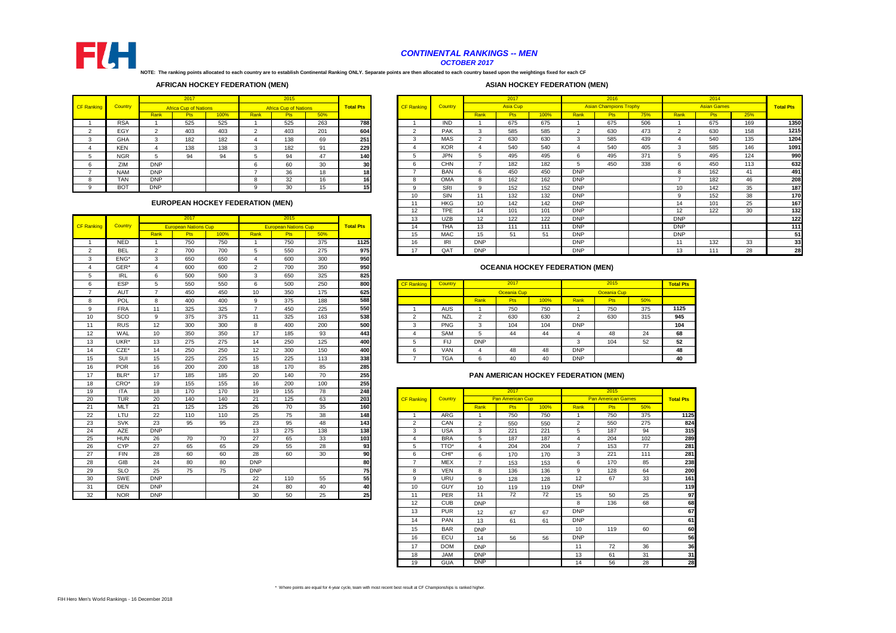# CONTINENTAL RANKINGS -- MEN

## OCTOBER 2017

**NOTE: The ranking points allocated to each country are to establish Continental Ranking ONLY. Separate points are then allocated to each country based upon the weightings fixed for each CF**

### AFRICAN HOCKEY FEDERATION (MEN)

| CF Ranking | Country | 2017 Africa Cup of Nations | | | 2015 Africa Cup of Nations | | | Total Pts |
|---|---|---|---|---|---|---|---|---|
| | | Rank | Pts | 100% | Rank | Pts | 50% | |
| 1 | RSA | 1 | 525 | 525 | 1 | 525 | 263 | 788 |
| 2 | EGY | 2 | 403 | 403 | 2 | 403 | 201 | 604 |
| 3 | GHA | 3 | 182 | 182 | 4 | 138 | 69 | 251 |
| 4 | KEN | 4 | 138 | 138 | 3 | 182 | 91 | 229 |
| 5 | NGR | 5 | 94 | 94 | 5 | 94 | 47 | 140 |
| 6 | ZIM | DNP | | | 6 | 60 | 30 | 30 |
| 7 | NAM | DNP | | | 7 | 36 | 18 | 18 |
| 8 | TAN | DNP | | | 8 | 32 | 16 | 16 |
| 9 | BOT | DNP | | | 9 | 30 | 15 | 15 |

### EUROPEAN HOCKEY FEDERATION (MEN)

| CF Ranking | Country | 2017 European Nations Cup | | | 2015 European Nations Cup | | | Total Pts |
|---|---|---|---|---|---|---|---|---|
| | | Rank | Pts | 100% | Rank | Pts | 50% | |
| 1 | NED | 1 | 750 | 750 | 1 | 750 | 375 | 1125 |
| 2 | BEL | 2 | 700 | 700 | 5 | 550 | 275 | 975 |
| 3 | ENG* | 3 | 650 | 650 | 4 | 600 | 300 | 950 |
| 4 | GER* | 4 | 600 | 600 | 2 | 700 | 350 | 950 |
| 5 | IRL | 6 | 500 | 500 | 3 | 650 | 325 | 825 |
| 6 | ESP | 5 | 550 | 550 | 6 | 500 | 250 | 800 |
| 7 | AUT | 7 | 450 | 450 | 10 | 350 | 175 | 625 |
| 8 | POL | 8 | 400 | 400 | 9 | 375 | 188 | 588 |
| 9 | FRA | 11 | 325 | 325 | 7 | 450 | 225 | 550 |
| 10 | SCO | 9 | 375 | 375 | 11 | 325 | 163 | 538 |
| 11 | RUS | 12 | 300 | 300 | 8 | 400 | 200 | 500 |
| 12 | WAL | 10 | 350 | 350 | 17 | 185 | 93 | 443 |
| 13 | UKR* | 13 | 275 | 275 | 14 | 250 | 125 | 400 |
| 14 | CZE* | 14 | 250 | 250 | 12 | 300 | 150 | 400 |
| 15 | SUI | 15 | 225 | 225 | 15 | 225 | 113 | 338 |
| 16 | POR | 16 | 200 | 200 | 18 | 170 | 85 | 285 |
| 17 | BLR* | 17 | 185 | 185 | 20 | 140 | 70 | 255 |
| 18 | CRO* | 19 | 155 | 155 | 16 | 200 | 100 | 255 |
| 19 | ITA | 18 | 170 | 170 | 19 | 155 | 78 | 248 |
| 20 | TUR | 20 | 140 | 140 | 21 | 125 | 63 | 203 |
| 21 | MLT | 21 | 125 | 125 | 26 | 70 | 35 | 160 |
| 22 | LTU | 22 | 110 | 110 | 25 | 75 | 38 | 148 |
| 23 | SVK | 23 | 95 | 95 | 23 | 95 | 48 | 143 |
| 24 | AZE | DNP | | | 13 | 275 | 138 | 138 |
| 25 | HUN | 26 | 70 | 70 | 27 | 65 | 33 | 103 |
| 26 | CYP | 27 | 65 | 65 | 29 | 55 | 28 | 93 |
| 27 | FIN | 28 | 60 | 60 | 28 | 60 | 30 | 90 |
| 28 | GIB | 24 | 80 | 80 | DNP | | | 80 |
| 29 | SLO | 25 | 75 | 75 | DNP | | | 75 |
| 30 | SWE | DNP | | | 22 | 110 | 55 | 55 |
| 31 | DEN | DNP | | | 24 | 80 | 40 | 40 |
| 32 | NOR | DNP | | | 30 | 50 | 25 | 25 |

### ASIAN HOCKEY FEDERATION (MEN)

| CF Ranking | Country | 2017 Asia Cup | | | 2016 Asian Champions Trophy | | | 2014 Asian Games | | | Total Pts |
|---|---|---|---|---|---|---|---|---|---|---|---|
| | | Rank | Pts | 100% | Rank | Pts | 75% | Rank | Pts | 25% | |
| 1 | IND | 1 | 675 | 675 | 1 | 675 | 506 | 1 | 675 | 169 | 1350 |
| 2 | PAK | 3 | 585 | 585 | 2 | 630 | 473 | 2 | 630 | 158 | 1215 |
| 3 | MAS | 2 | 630 | 630 | 3 | 585 | 439 | 4 | 540 | 135 | 1204 |
| 4 | KOR | 4 | 540 | 540 | 4 | 540 | 405 | 3 | 585 | 146 | 1091 |
| 5 | JPN | 5 | 495 | 495 | 6 | 495 | 371 | 5 | 495 | 124 | 990 |
| 6 | CHN | 7 | 182 | 182 | 5 | 450 | 338 | 6 | 450 | 113 | 632 |
| 7 | BAN | 6 | 450 | 450 | DNP | | | 8 | 162 | 41 | 491 |
| 8 | OMA | 8 | 162 | 162 | DNP | | | 7 | 182 | 46 | 208 |
| 9 | SRI | 9 | 152 | 152 | DNP | | | 10 | 142 | 35 | 187 |
| 10 | SIN | 11 | 132 | 132 | DNP | | | 9 | 152 | 38 | 170 |
| 11 | HKG | 10 | 142 | 142 | DNP | | | 14 | 101 | 25 | 167 |
| 12 | TPE | 14 | 101 | 101 | DNP | | | 12 | 122 | 30 | 132 |
| 13 | UZB | 12 | 122 | 122 | DNP | | | DNP | | | 122 |
| 14 | THA | 13 | 111 | 111 | DNP | | | DNP | | | 111 |
| 15 | MAC | 15 | 51 | 51 | DNP | | | DNP | | | 51 |
| 16 | IRI | DNP | | | DNP | | | 11 | 132 | 33 | 33 |
| 17 | QAT | DNP | | | DNP | | | 13 | 111 | 28 | 28 |

### OCEANIA HOCKEY FEDERATION (MEN)

| CF Ranking | Country | 2017 Oceania Cup | | | 2015 Oceania Cup | | | Total Pts |
|---|---|---|---|---|---|---|---|---|
| | | Rank | Pts | 100% | Rank | Pts | 50% | |
| 1 | AUS | 1 | 750 | 750 | 1 | 750 | 375 | 1125 |
| 2 | NZL | 2 | 630 | 630 | 2 | 630 | 315 | 945 |
| 3 | PNG | 3 | 104 | 104 | DNP | | | 104 |
| 4 | SAM | 5 | 44 | 44 | 4 | 48 | 24 | 68 |
| 5 | FIJ | DNP | | | 3 | 104 | 52 | 52 |
| 6 | VAN | 4 | 48 | 48 | DNP | | | 48 |
| 7 | TGA | 6 | 40 | 40 | DNP | | | 40 |

### PAN AMERICAN HOCKEY FEDERATION (MEN)

| CF Ranking | Country | 2017 Pan American Cup | | | 2015 Pan American Games | | | Total Pts |
|---|---|---|---|---|---|---|---|---|
| | | Rank | Pts | 100% | Rank | Pts | 50% | |
| 1 | ARG | 1 | 750 | 750 | 1 | 750 | 375 | 1125 |
| 2 | CAN | 2 | 550 | 550 | 2 | 550 | 275 | 824 |
| 3 | USA | 3 | 221 | 221 | 5 | 187 | 94 | 315 |
| 4 | BRA | 5 | 187 | 187 | 4 | 204 | 102 | 289 |
| 5 | TTO* | 4 | 204 | 204 | 7 | 153 | 77 | 281 |
| 6 | CHI* | 6 | 170 | 170 | 3 | 221 | 111 | 281 |
| 7 | MEX | 7 | 153 | 153 | 6 | 170 | 85 | 238 |
| 8 | VEN | 8 | 136 | 136 | 9 | 128 | 64 | 200 |
| 9 | URU | 9 | 128 | 128 | 12 | 67 | 33 | 161 |
| 10 | GUY | 10 | 119 | 119 | DNP | | | 119 |
| 11 | PER | 11 | 72 | 72 | 15 | 50 | 25 | 97 |
| 12 | CUB | DNP | | | 8 | 136 | 68 | 68 |
| 13 | PUR | 12 | 67 | 67 | DNP | | | 67 |
| 14 | PAN | 13 | 61 | 61 | DNP | | | 61 |
| 15 | BAR | DNP | | | 10 | 119 | 60 | 60 |
| 16 | ECU | 14 | 56 | 56 | DNP | | | 56 |
| 17 | DOM | DNP | | | 11 | 72 | 36 | 36 |
| 18 | JAM | DNP | | | 13 | 61 | 31 | 31 |
| 19 | GUA | DNP | | | 14 | 56 | 28 | 28 |

* Where points are equal for 4-year cycle, team with most recent best result at CF Championships is ranked higher.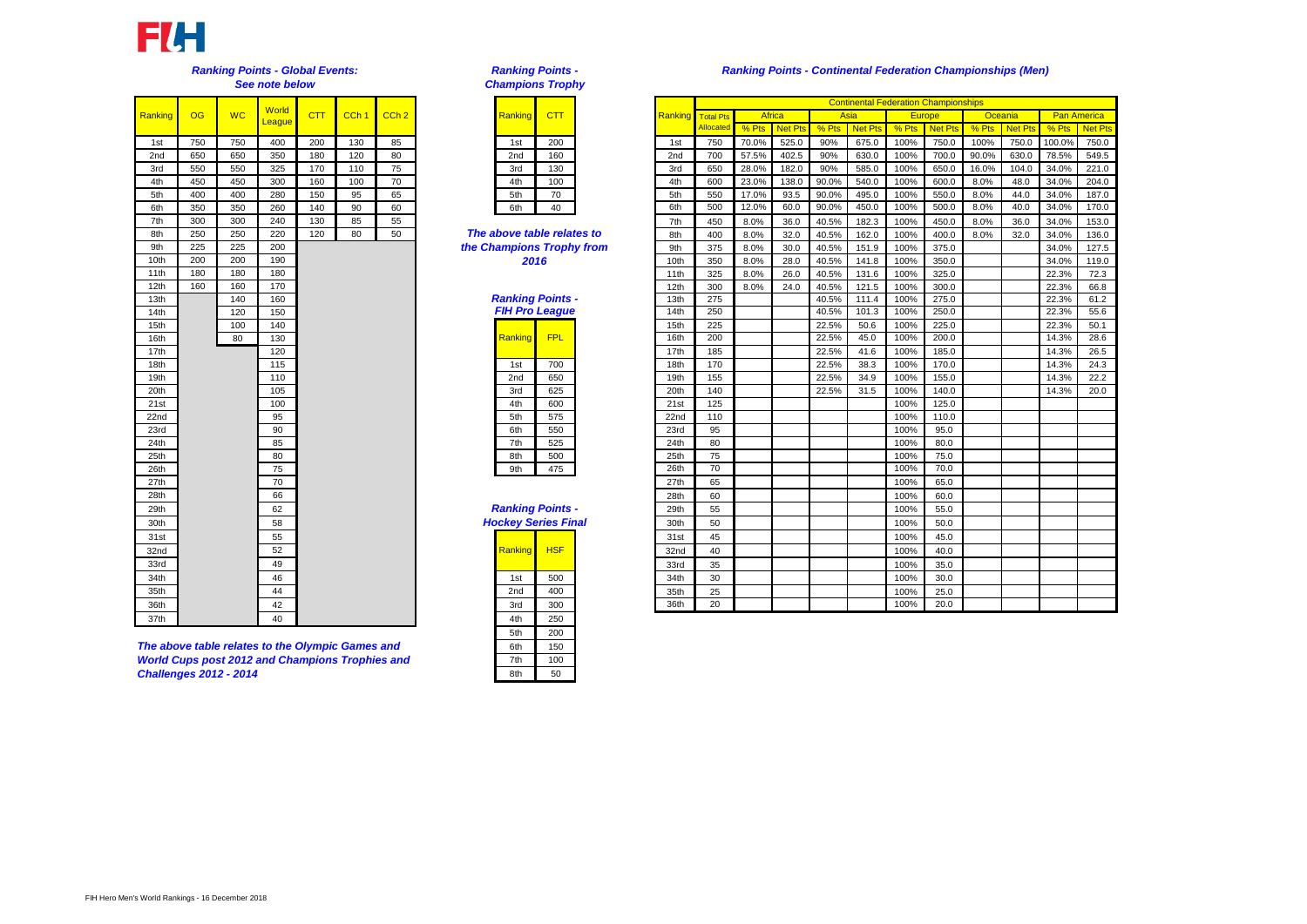## Ranking Points - Global Events:
### See note below

| Ranking | OG | WC | World League | CTT | CCh 1 | CCh 2 |
|---|---|---|---|---|---|---|
| 1st | 750 | 750 | 400 | 200 | 130 | 85 |
| 2nd | 650 | 650 | 350 | 180 | 120 | 80 |
| 3rd | 550 | 550 | 325 | 170 | 110 | 75 |
| 4th | 450 | 450 | 300 | 160 | 100 | 70 |
| 5th | 400 | 400 | 280 | 150 | 95 | 65 |
| 6th | 350 | 350 | 260 | 140 | 90 | 60 |
| 7th | 300 | 300 | 240 | 130 | 85 | 55 |
| 8th | 250 | 250 | 220 | 120 | 80 | 50 |
| 9th | 225 | 225 | 200 | | | |
| 10th | 200 | 200 | 190 | | | |
| 11th | 180 | 180 | 180 | | | |
| 12th | 160 | 160 | 170 | | | |
| 13th | | 140 | 160 | | | |
| 14th | | 120 | 150 | | | |
| 15th | | 100 | 140 | | | |
| 16th | | 80 | 130 | | | |
| 17th | | | 120 | | | |
| 18th | | | 115 | | | |
| 19th | | | 110 | | | |
| 20th | | | 105 | | | |
| 21st | | | 100 | | | |
| 22nd | | | 95 | | | |
| 23rd | | | 90 | | | |
| 24th | | | 85 | | | |
| 25th | | | 80 | | | |
| 26th | | | 75 | | | |
| 27th | | | 70 | | | |
| 28th | | | 66 | | | |
| 29th | | | 62 | | | |
| 30th | | | 58 | | | |
| 31st | | | 55 | | | |
| 32nd | | | 52 | | | |
| 33rd | | | 49 | | | |
| 34th | | | 46 | | | |
| 35th | | | 44 | | | |
| 36th | | | 42 | | | |
| 37th | | | 40 | | | |

***The above table relates to the Olympic Games and World Cups post 2012 and Champions Trophies and Challenges 2012 - 2014***

## Ranking Points - Champions Trophy

| Ranking | CTT |
|---|---|
| 1st | 200 |
| 2nd | 160 |
| 3rd | 130 |
| 4th | 100 |
| 5th | 70 |
| 6th | 40 |

***The above table relates to the Champions Trophy from 2016***

## Ranking Points - FIH Pro League

| Ranking | FPL |
|---|---|
| 1st | 700 |
| 2nd | 650 |
| 3rd | 625 |
| 4th | 600 |
| 5th | 575 |
| 6th | 550 |
| 7th | 525 |
| 8th | 500 |
| 9th | 475 |

## Ranking Points - Hockey Series Final

| Ranking | HSF |
|---|---|
| 1st | 500 |
| 2nd | 400 |
| 3rd | 300 |
| 4th | 250 |
| 5th | 200 |
| 6th | 150 |
| 7th | 100 |
| 8th | 50 |

## Ranking Points - Continental Federation Championships (Men)

| Ranking | Continental Federation Championships | | | | | | | | | | | |
|---|---|---|---|---|---|---|---|---|---|---|---|---|
| | Total Pts Allocated | Africa | | Asia | | Europe | | Oceania | | Pan America | | |
| | | % Pts | Net Pts | % Pts | Net Pts | % Pts | Net Pts | % Pts | Net Pts | % Pts | Net Pts | |
| 1st | 750 | 70.0% | 525.0 | 90% | 675.0 | 100% | 750.0 | 100% | 750.0 | 100.0% | 750.0 | |
| 2nd | 700 | 57.5% | 402.5 | 90% | 630.0 | 100% | 700.0 | 90.0% | 630.0 | 78.5% | 549.5 | |
| 3rd | 650 | 28.0% | 182.0 | 90% | 585.0 | 100% | 650.0 | 16.0% | 104.0 | 34.0% | 221.0 | |
| 4th | 600 | 23.0% | 138.0 | 90.0% | 540.0 | 100% | 600.0 | 8.0% | 48.0 | 34.0% | 204.0 | |
| 5th | 550 | 17.0% | 93.5 | 90.0% | 495.0 | 100% | 550.0 | 8.0% | 44.0 | 34.0% | 187.0 | |
| 6th | 500 | 12.0% | 60.0 | 90.0% | 450.0 | 100% | 500.0 | 8.0% | 40.0 | 34.0% | 170.0 | |
| 7th | 450 | 8.0% | 36.0 | 40.5% | 182.3 | 100% | 450.0 | 8.0% | 36.0 | 34.0% | 153.0 | |
| 8th | 400 | 8.0% | 32.0 | 40.5% | 162.0 | 100% | 400.0 | 8.0% | 32.0 | 34.0% | 136.0 | |
| 9th | 375 | 8.0% | 30.0 | 40.5% | 151.9 | 100% | 375.0 | | | 34.0% | 127.5 | |
| 10th | 350 | 8.0% | 28.0 | 40.5% | 141.8 | 100% | 350.0 | | | 34.0% | 119.0 | |
| 11th | 325 | 8.0% | 26.0 | 40.5% | 131.6 | 100% | 325.0 | | | 22.3% | 72.3 | |
| 12th | 300 | 8.0% | 24.0 | 40.5% | 121.5 | 100% | 300.0 | | | 22.3% | 66.8 | |
| 13th | 275 | | | 40.5% | 111.4 | 100% | 275.0 | | | 22.3% | 61.2 | |
| 14th | 250 | | | 40.5% | 101.3 | 100% | 250.0 | | | 22.3% | 55.6 | |
| 15th | 225 | | | 22.5% | 50.6 | 100% | 225.0 | | | 22.3% | 50.1 | |
| 16th | 200 | | | 22.5% | 45.0 | 100% | 200.0 | | | 14.3% | 28.6 | |
| 17th | 185 | | | 22.5% | 41.6 | 100% | 185.0 | | | 14.3% | 26.5 | |
| 18th | 170 | | | 22.5% | 38.3 | 100% | 170.0 | | | 14.3% | 24.3 | |
| 19th | 155 | | | 22.5% | 34.9 | 100% | 155.0 | | | 14.3% | 22.2 | |
| 20th | 140 | | | 22.5% | 31.5 | 100% | 140.0 | | | 14.3% | 20.0 | |
| 21st | 125 | | | | | 100% | 125.0 | | | | | |
| 22nd | 110 | | | | | 100% | 110.0 | | | | | |
| 23rd | 95 | | | | | 100% | 95.0 | | | | | |
| 24th | 80 | | | | | 100% | 80.0 | | | | | |
| 25th | 75 | | | | | 100% | 75.0 | | | | | |
| 26th | 70 | | | | | 100% | 70.0 | | | | | |
| 27th | 65 | | | | | 100% | 65.0 | | | | | |
| 28th | 60 | | | | | 100% | 60.0 | | | | | |
| 29th | 55 | | | | | 100% | 55.0 | | | | | |
| 30th | 50 | | | | | 100% | 50.0 | | | | | |
| 31st | 45 | | | | | 100% | 45.0 | | | | | |
| 32nd | 40 | | | | | 100% | 40.0 | | | | | |
| 33rd | 35 | | | | | 100% | 35.0 | | | | | |
| 34th | 30 | | | | | 100% | 30.0 | | | | | |
| 35th | 25 | | | | | 100% | 25.0 | | | | | |
| 36th | 20 | | | | | 100% | 20.0 | | | | | |